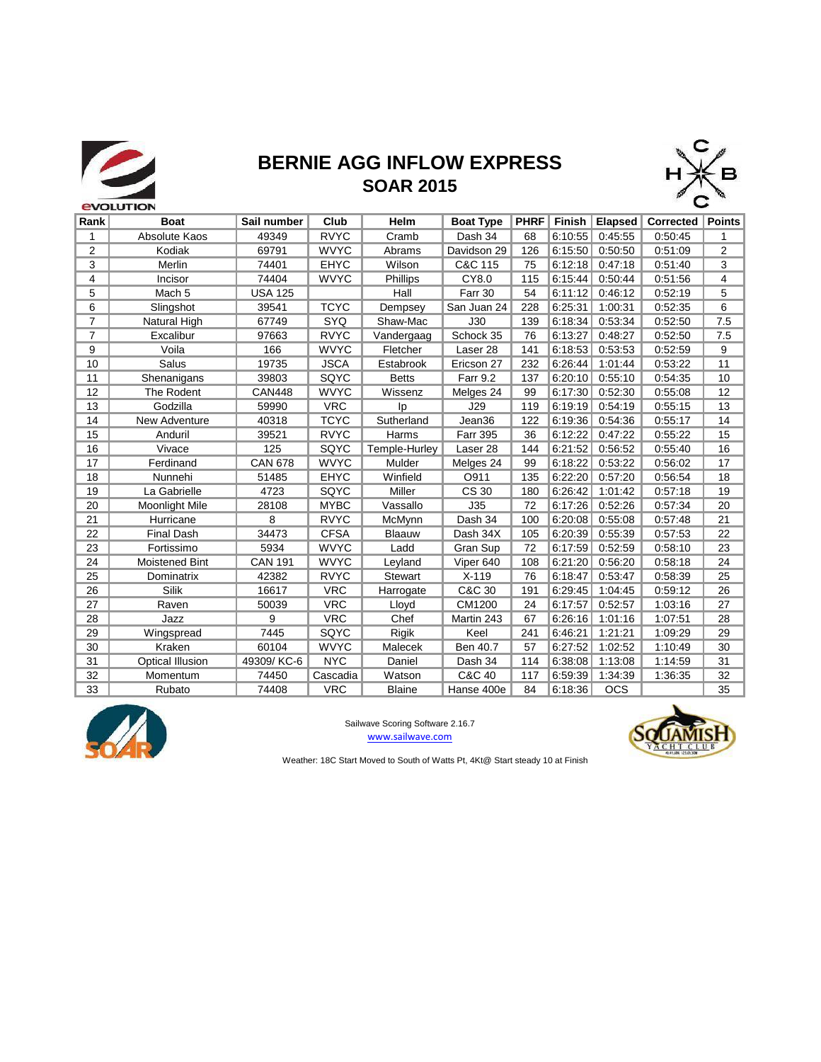# BERNIE AGG INFLOW EXPRESS

## SOAR 2015

| Rank | Boat | Sail number | Club | Helm | Boat Type | PHRF | Finish | Elapsed | Corrected | Points |
|---|---|---|---|---|---|---|---|---|---|---|
| 1 | Absolute Kaos | 49349 | RVYC | Cramb | Dash 34 | 68 | 6:10:55 | 0:45:55 | 0:50:45 | 1 |
| 2 | Kodiak | 69791 | WVYC | Abrams | Davidson 29 | 126 | 6:15:50 | 0:50:50 | 0:51:09 | 2 |
| 3 | Merlin | 74401 | EHYC | Wilson | C&C 115 | 75 | 6:12:18 | 0:47:18 | 0:51:40 | 3 |
| 4 | Incisor | 74404 | WVYC | Phillips | CY8.0 | 115 | 6:15:44 | 0:50:44 | 0:51:56 | 4 |
| 5 | Mach 5 | USA 125 | | Hall | Farr 30 | 54 | 6:11:12 | 0:46:12 | 0:52:19 | 5 |
| 6 | Slingshot | 39541 | TCYC | Dempsey | San Juan 24 | 228 | 6:25:31 | 1:00:31 | 0:52:35 | 6 |
| 7 | Natural High | 67749 | SYQ | Shaw-Mac | J30 | 139 | 6:18:34 | 0:53:34 | 0:52:50 | 7.5 |
| 7 | Excalibur | 97663 | RVYC | Vandergaag | Schock 35 | 76 | 6:13:27 | 0:48:27 | 0:52:50 | 7.5 |
| 9 | Voila | 166 | WVYC | Fletcher | Laser 28 | 141 | 6:18:53 | 0:53:53 | 0:52:59 | 9 |
| 10 | Salus | 19735 | JSCA | Estabrook | Ericson 27 | 232 | 6:26:44 | 1:01:44 | 0:53:22 | 11 |
| 11 | Shenanigans | 39803 | SQYC | Betts | Farr 9.2 | 137 | 6:20:10 | 0:55:10 | 0:54:35 | 10 |
| 12 | The Rodent | CAN448 | WVYC | Wissenz | Melges 24 | 99 | 6:17:30 | 0:52:30 | 0:55:08 | 12 |
| 13 | Godzilla | 59990 | VRC | Ip | J29 | 119 | 6:19:19 | 0:54:19 | 0:55:15 | 13 |
| 14 | New Adventure | 40318 | TCYC | Sutherland | Jean36 | 122 | 6:19:36 | 0:54:36 | 0:55:17 | 14 |
| 15 | Anduril | 39521 | RVYC | Harms | Farr 395 | 36 | 6:12:22 | 0:47:22 | 0:55:22 | 15 |
| 16 | Vivace | 125 | SQYC | Temple-Hurley | Laser 28 | 144 | 6:21:52 | 0:56:52 | 0:55:40 | 16 |
| 17 | Ferdinand | CAN 678 | WVYC | Mulder | Melges 24 | 99 | 6:18:22 | 0:53:22 | 0:56:02 | 17 |
| 18 | Nunnehi | 51485 | EHYC | Winfield | O911 | 135 | 6:22:20 | 0:57:20 | 0:56:54 | 18 |
| 19 | La Gabrielle | 4723 | SQYC | Miller | CS 30 | 180 | 6:26:42 | 1:01:42 | 0:57:18 | 19 |
| 20 | Moonlight Mile | 28108 | MYBC | Vassallo | J35 | 72 | 6:17:26 | 0:52:26 | 0:57:34 | 20 |
| 21 | Hurricane | 8 | RVYC | McMynn | Dash 34 | 100 | 6:20:08 | 0:55:08 | 0:57:48 | 21 |
| 22 | Final Dash | 34473 | CFSA | Blaauw | Dash 34X | 105 | 6:20:39 | 0:55:39 | 0:57:53 | 22 |
| 23 | Fortissimo | 5934 | WVYC | Ladd | Gran Sup | 72 | 6:17:59 | 0:52:59 | 0:58:10 | 23 |
| 24 | Moistened Bint | CAN 191 | WVYC | Leyland | Viper 640 | 108 | 6:21:20 | 0:56:20 | 0:58:18 | 24 |
| 25 | Dominatrix | 42382 | RVYC | Stewart | X-119 | 76 | 6:18:47 | 0:53:47 | 0:58:39 | 25 |
| 26 | Silik | 16617 | VRC | Harrogate | C&C 30 | 191 | 6:29:45 | 1:04:45 | 0:59:12 | 26 |
| 27 | Raven | 50039 | VRC | Lloyd | CM1200 | 24 | 6:17:57 | 0:52:57 | 1:03:16 | 27 |
| 28 | Jazz | 9 | VRC | Chef | Martin 243 | 67 | 6:26:16 | 1:01:16 | 1:07:51 | 28 |
| 29 | Wingspread | 7445 | SQYC | Rigik | Keel | 241 | 6:46:21 | 1:21:21 | 1:09:29 | 29 |
| 30 | Kraken | 60104 | WVYC | Malecek | Ben 40.7 | 57 | 6:27:52 | 1:02:52 | 1:10:49 | 30 |
| 31 | Optical Illusion | 49309/ KC-6 | NYC | Daniel | Dash 34 | 114 | 6:38:08 | 1:13:08 | 1:14:59 | 31 |
| 32 | Momentum | 74450 | Cascadia | Watson | C&C 40 | 117 | 6:59:39 | 1:34:39 | 1:36:35 | 32 |
| 33 | Rubato | 74408 | VRC | Blaine | Hanse 400e | 84 | 6:18:36 | OCS | | 35 |

Sailwave Scoring Software 2.16.7
www.sailwave.com

Weather: 18C Start Moved to South of Watts Pt, 4Kt@ Start steady 10 at Finish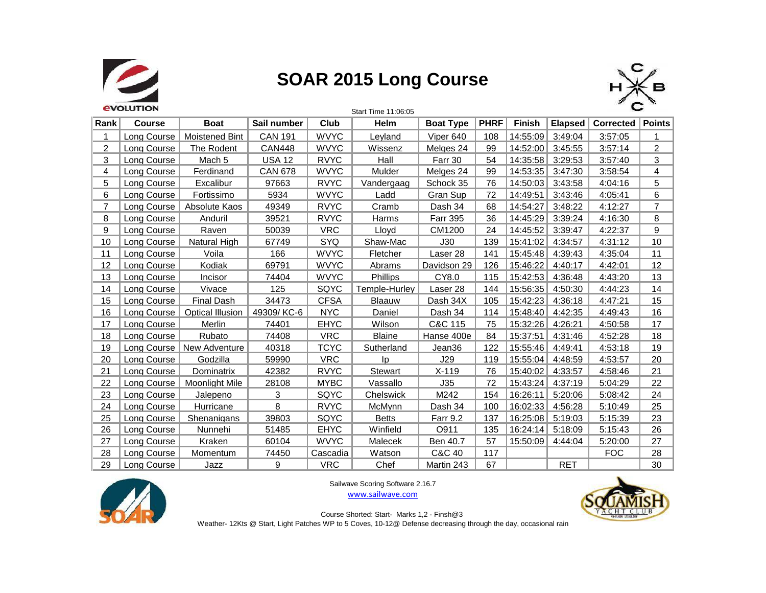# SOAR 2015 Long Course

Start Time 11:06:05

| Rank | Course | Boat | Sail number | Club | Helm | Boat Type | PHRF | Finish | Elapsed | Corrected | Points |
|---|---|---|---|---|---|---|---|---|---|---|---|
| 1 | Long Course | Moistened Bint | CAN 191 | WVYC | Leyland | Viper 640 | 108 | 14:55:09 | 3:49:04 | 3:57:05 | 1 |
| 2 | Long Course | The Rodent | CAN448 | WVYC | Wissenz | Melges 24 | 99 | 14:52:00 | 3:45:55 | 3:57:14 | 2 |
| 3 | Long Course | Mach 5 | USA 12 | RVYC | Hall | Farr 30 | 54 | 14:35:58 | 3:29:53 | 3:57:40 | 3 |
| 4 | Long Course | Ferdinand | CAN 678 | WVYC | Mulder | Melges 24 | 99 | 14:53:35 | 3:47:30 | 3:58:54 | 4 |
| 5 | Long Course | Excalibur | 97663 | RVYC | Vandergaag | Schock 35 | 76 | 14:50:03 | 3:43:58 | 4:04:16 | 5 |
| 6 | Long Course | Fortissimo | 5934 | WVYC | Ladd | Gran Sup | 72 | 14:49:51 | 3:43:46 | 4:05:41 | 6 |
| 7 | Long Course | Absolute Kaos | 49349 | RVYC | Cramb | Dash 34 | 68 | 14:54:27 | 3:48:22 | 4:12:27 | 7 |
| 8 | Long Course | Anduril | 39521 | RVYC | Harms | Farr 395 | 36 | 14:45:29 | 3:39:24 | 4:16:30 | 8 |
| 9 | Long Course | Raven | 50039 | VRC | Lloyd | CM1200 | 24 | 14:45:52 | 3:39:47 | 4:22:37 | 9 |
| 10 | Long Course | Natural High | 67749 | SYQ | Shaw-Mac | J30 | 139 | 15:41:02 | 4:34:57 | 4:31:12 | 10 |
| 11 | Long Course | Voila | 166 | WVYC | Fletcher | Laser 28 | 141 | 15:45:48 | 4:39:43 | 4:35:04 | 11 |
| 12 | Long Course | Kodiak | 69791 | WVYC | Abrams | Davidson 29 | 126 | 15:46:22 | 4:40:17 | 4:42:01 | 12 |
| 13 | Long Course | Incisor | 74404 | WVYC | Phillips | CY8.0 | 115 | 15:42:53 | 4:36:48 | 4:43:20 | 13 |
| 14 | Long Course | Vivace | 125 | SQYC | Temple-Hurley | Laser 28 | 144 | 15:56:35 | 4:50:30 | 4:44:23 | 14 |
| 15 | Long Course | Final Dash | 34473 | CFSA | Blaauw | Dash 34X | 105 | 15:42:23 | 4:36:18 | 4:47:21 | 15 |
| 16 | Long Course | Optical Illusion | 49309/ KC-6 | NYC | Daniel | Dash 34 | 114 | 15:48:40 | 4:42:35 | 4:49:43 | 16 |
| 17 | Long Course | Merlin | 74401 | EHYC | Wilson | C&C 115 | 75 | 15:32:26 | 4:26:21 | 4:50:58 | 17 |
| 18 | Long Course | Rubato | 74408 | VRC | Blaine | Hanse 400e | 84 | 15:37:51 | 4:31:46 | 4:52:28 | 18 |
| 19 | Long Course | New Adventure | 40318 | TCYC | Sutherland | Jean36 | 122 | 15:55:46 | 4:49:41 | 4:53:18 | 19 |
| 20 | Long Course | Godzilla | 59990 | VRC | Ip | J29 | 119 | 15:55:04 | 4:48:59 | 4:53:57 | 20 |
| 21 | Long Course | Dominatrix | 42382 | RVYC | Stewart | X-119 | 76 | 15:40:02 | 4:33:57 | 4:58:46 | 21 |
| 22 | Long Course | Moonlight Mile | 28108 | MYBC | Vassallo | J35 | 72 | 15:43:24 | 4:37:19 | 5:04:29 | 22 |
| 23 | Long Course | Jalepeno | 3 | SQYC | Chelswick | M242 | 154 | 16:26:11 | 5:20:06 | 5:08:42 | 24 |
| 24 | Long Course | Hurricane | 8 | RVYC | McMynn | Dash 34 | 100 | 16:02:33 | 4:56:28 | 5:10:49 | 25 |
| 25 | Long Course | Shenanigans | 39803 | SQYC | Betts | Farr 9.2 | 137 | 16:25:08 | 5:19:03 | 5:15:39 | 23 |
| 26 | Long Course | Nunnehi | 51485 | EHYC | Winfield | O911 | 135 | 16:24:14 | 5:18:09 | 5:15:43 | 26 |
| 27 | Long Course | Kraken | 60104 | WVYC | Malecek | Ben 40.7 | 57 | 15:50:09 | 4:44:04 | 5:20:00 | 27 |
| 28 | Long Course | Momentum | 74450 | Cascadia | Watson | C&C 40 | 117 | | | FOC | 28 |
| 29 | Long Course | Jazz | 9 | VRC | Chef | Martin 243 | 67 | | RET | | 30 |

Sailwave Scoring Software 2.16.7

www.sailwave.com

Course Shorted: Start- Marks 1,2 - Finsh@3

Weather- 12Kts @ Start, Light Patches WP to 5 Coves, 10-12@ Defense decreasing through the day, occasional rain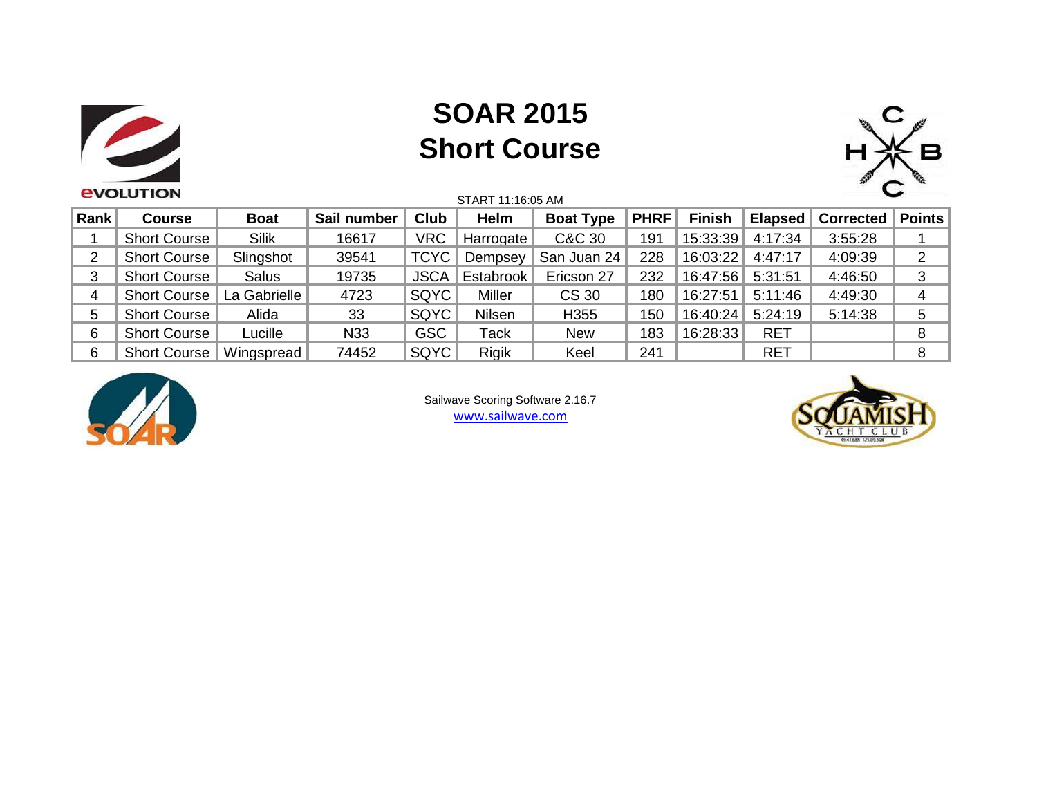# SOAR 2015
# Short Course

START 11:16:05 AM

| Rank | Course | Boat | Sail number | Club | Helm | Boat Type | PHRF | Finish | Elapsed | Corrected | Points |
|---|---|---|---|---|---|---|---|---|---|---|---|
| 1 | Short Course | Silik | 16617 | VRC | Harrogate | C&C 30 | 191 | 15:33:39 | 4:17:34 | 3:55:28 | 1 |
| 2 | Short Course | Slingshot | 39541 | TCYC | Dempsey | San Juan 24 | 228 | 16:03:22 | 4:47:17 | 4:09:39 | 2 |
| 3 | Short Course | Salus | 19735 | JSCA | Estabrook | Ericson 27 | 232 | 16:47:56 | 5:31:51 | 4:46:50 | 3 |
| 4 | Short Course | La Gabrielle | 4723 | SQYC | Miller | CS 30 | 180 | 16:27:51 | 5:11:46 | 4:49:30 | 4 |
| 5 | Short Course | Alida | 33 | SQYC | Nilsen | H355 | 150 | 16:40:24 | 5:24:19 | 5:14:38 | 5 |
| 6 | Short Course | Lucille | N33 | GSC | Tack | New | 183 | 16:28:33 | RET | | 8 |
| 6 | Short Course | Wingspread | 74452 | SQYC | Rigik | Keel | 241 | | RET | | 8 |

Sailwave Scoring Software 2.16.7
www.sailwave.com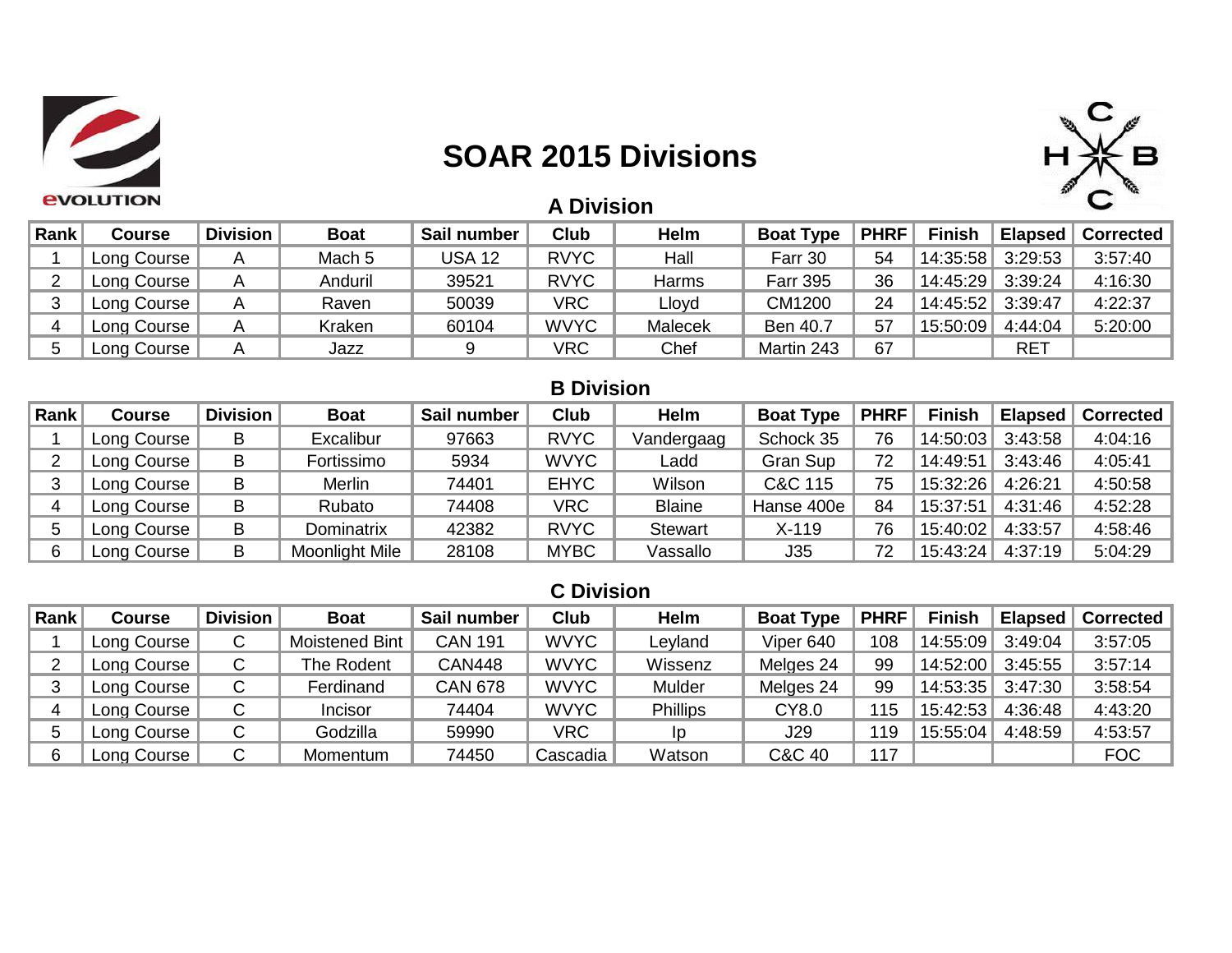# SOAR 2015 Divisions

## A Division

| Rank | Course | Division | Boat | Sail number | Club | Helm | Boat Type | PHRF | Finish | Elapsed | Corrected |
|---|---|---|---|---|---|---|---|---|---|---|---|
| 1 | Long Course | A | Mach 5 | USA 12 | RVYC | Hall | Farr 30 | 54 | 14:35:58 | 3:29:53 | 3:57:40 |
| 2 | Long Course | A | Anduril | 39521 | RVYC | Harms | Farr 395 | 36 | 14:45:29 | 3:39:24 | 4:16:30 |
| 3 | Long Course | A | Raven | 50039 | VRC | Lloyd | CM1200 | 24 | 14:45:52 | 3:39:47 | 4:22:37 |
| 4 | Long Course | A | Kraken | 60104 | WVYC | Malecek | Ben 40.7 | 57 | 15:50:09 | 4:44:04 | 5:20:00 |
| 5 | Long Course | A | Jazz | 9 | VRC | Chef | Martin 243 | 67 | | RET | |

## B Division

| Rank | Course | Division | Boat | Sail number | Club | Helm | Boat Type | PHRF | Finish | Elapsed | Corrected |
|---|---|---|---|---|---|---|---|---|---|---|---|
| 1 | Long Course | B | Excalibur | 97663 | RVYC | Vandergaag | Schock 35 | 76 | 14:50:03 | 3:43:58 | 4:04:16 |
| 2 | Long Course | B | Fortissimo | 5934 | WVYC | Ladd | Gran Sup | 72 | 14:49:51 | 3:43:46 | 4:05:41 |
| 3 | Long Course | B | Merlin | 74401 | EHYC | Wilson | C&C 115 | 75 | 15:32:26 | 4:26:21 | 4:50:58 |
| 4 | Long Course | B | Rubato | 74408 | VRC | Blaine | Hanse 400e | 84 | 15:37:51 | 4:31:46 | 4:52:28 |
| 5 | Long Course | B | Dominatrix | 42382 | RVYC | Stewart | X-119 | 76 | 15:40:02 | 4:33:57 | 4:58:46 |
| 6 | Long Course | B | Moonlight Mile | 28108 | MYBC | Vassallo | J35 | 72 | 15:43:24 | 4:37:19 | 5:04:29 |

## C Division

| Rank | Course | Division | Boat | Sail number | Club | Helm | Boat Type | PHRF | Finish | Elapsed | Corrected |
|---|---|---|---|---|---|---|---|---|---|---|---|
| 1 | Long Course | C | Moistened Bint | CAN 191 | WVYC | Leyland | Viper 640 | 108 | 14:55:09 | 3:49:04 | 3:57:05 |
| 2 | Long Course | C | The Rodent | CAN448 | WVYC | Wissenz | Melges 24 | 99 | 14:52:00 | 3:45:55 | 3:57:14 |
| 3 | Long Course | C | Ferdinand | CAN 678 | WVYC | Mulder | Melges 24 | 99 | 14:53:35 | 3:47:30 | 3:58:54 |
| 4 | Long Course | C | Incisor | 74404 | WVYC | Phillips | CY8.0 | 115 | 15:42:53 | 4:36:48 | 4:43:20 |
| 5 | Long Course | C | Godzilla | 59990 | VRC | Ip | J29 | 119 | 15:55:04 | 4:48:59 | 4:53:57 |
| 6 | Long Course | C | Momentum | 74450 | Cascadia | Watson | C&C 40 | 117 | | | FOC |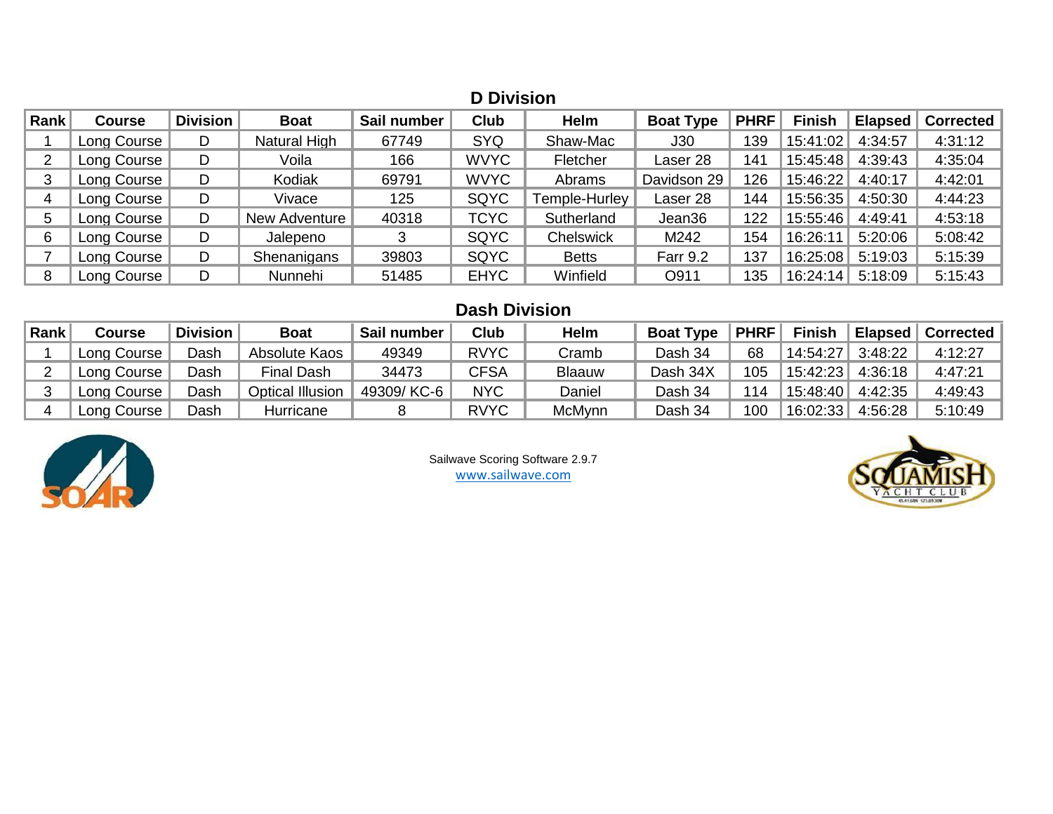## D Division

| Rank | Course | Division | Boat | Sail number | Club | Helm | Boat Type | PHRF | Finish | Elapsed | Corrected |
|---|---|---|---|---|---|---|---|---|---|---|---|
| 1 | Long Course | D | Natural High | 67749 | SYQ | Shaw-Mac | J30 | 139 | 15:41:02 | 4:34:57 | 4:31:12 |
| 2 | Long Course | D | Voila | 166 | WVYC | Fletcher | Laser 28 | 141 | 15:45:48 | 4:39:43 | 4:35:04 |
| 3 | Long Course | D | Kodiak | 69791 | WVYC | Abrams | Davidson 29 | 126 | 15:46:22 | 4:40:17 | 4:42:01 |
| 4 | Long Course | D | Vivace | 125 | SQYC | Temple-Hurley | Laser 28 | 144 | 15:56:35 | 4:50:30 | 4:44:23 |
| 5 | Long Course | D | New Adventure | 40318 | TCYC | Sutherland | Jean36 | 122 | 15:55:46 | 4:49:41 | 4:53:18 |
| 6 | Long Course | D | Jalepeno | 3 | SQYC | Chelswick | M242 | 154 | 16:26:11 | 5:20:06 | 5:08:42 |
| 7 | Long Course | D | Shenanigans | 39803 | SQYC | Betts | Farr 9.2 | 137 | 16:25:08 | 5:19:03 | 5:15:39 |
| 8 | Long Course | D | Nunnehi | 51485 | EHYC | Winfield | O911 | 135 | 16:24:14 | 5:18:09 | 5:15:43 |

## Dash Division

| Rank | Course | Division | Boat | Sail number | Club | Helm | Boat Type | PHRF | Finish | Elapsed | Corrected |
|---|---|---|---|---|---|---|---|---|---|---|---|
| 1 | Long Course | Dash | Absolute Kaos | 49349 | RVYC | Cramb | Dash 34 | 68 | 14:54:27 | 3:48:22 | 4:12:27 |
| 2 | Long Course | Dash | Final Dash | 34473 | CFSA | Blaauw | Dash 34X | 105 | 15:42:23 | 4:36:18 | 4:47:21 |
| 3 | Long Course | Dash | Optical Illusion | 49309/ KC-6 | NYC | Daniel | Dash 34 | 114 | 15:48:40 | 4:42:35 | 4:49:43 |
| 4 | Long Course | Dash | Hurricane | 8 | RVYC | McMynn | Dash 34 | 100 | 16:02:33 | 4:56:28 | 5:10:49 |

Sailwave Scoring Software 2.9.7
www.sailwave.com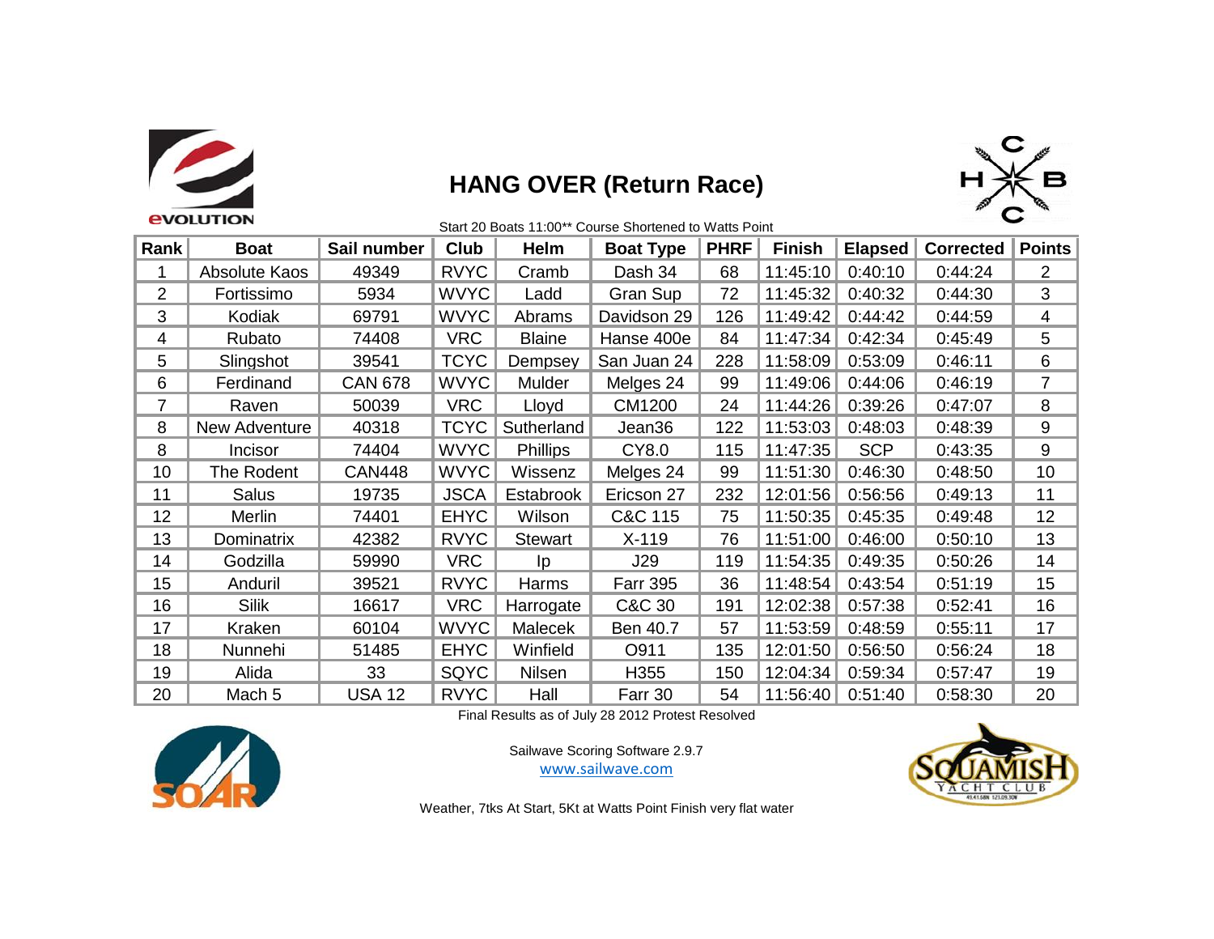# HANG OVER (Return Race)

Start 20 Boats 11:00** Course Shortened to Watts Point

| Rank | Boat | Sail number | Club | Helm | Boat Type | PHRF | Finish | Elapsed | Corrected | Points |
|---|---|---|---|---|---|---|---|---|---|---|
| 1 | Absolute Kaos | 49349 | RVYC | Cramb | Dash 34 | 68 | 11:45:10 | 0:40:10 | 0:44:24 | 2 |
| 2 | Fortissimo | 5934 | WVYC | Ladd | Gran Sup | 72 | 11:45:32 | 0:40:32 | 0:44:30 | 3 |
| 3 | Kodiak | 69791 | WVYC | Abrams | Davidson 29 | 126 | 11:49:42 | 0:44:42 | 0:44:59 | 4 |
| 4 | Rubato | 74408 | VRC | Blaine | Hanse 400e | 84 | 11:47:34 | 0:42:34 | 0:45:49 | 5 |
| 5 | Slingshot | 39541 | TCYC | Dempsey | San Juan 24 | 228 | 11:58:09 | 0:53:09 | 0:46:11 | 6 |
| 6 | Ferdinand | CAN 678 | WVYC | Mulder | Melges 24 | 99 | 11:49:06 | 0:44:06 | 0:46:19 | 7 |
| 7 | Raven | 50039 | VRC | Lloyd | CM1200 | 24 | 11:44:26 | 0:39:26 | 0:47:07 | 8 |
| 8 | New Adventure | 40318 | TCYC | Sutherland | Jean36 | 122 | 11:53:03 | 0:48:03 | 0:48:39 | 9 |
| 8 | Incisor | 74404 | WVYC | Phillips | CY8.0 | 115 | 11:47:35 | SCP | 0:43:35 | 9 |
| 10 | The Rodent | CAN448 | WVYC | Wissenz | Melges 24 | 99 | 11:51:30 | 0:46:30 | 0:48:50 | 10 |
| 11 | Salus | 19735 | JSCA | Estabrook | Ericson 27 | 232 | 12:01:56 | 0:56:56 | 0:49:13 | 11 |
| 12 | Merlin | 74401 | EHYC | Wilson | C&C 115 | 75 | 11:50:35 | 0:45:35 | 0:49:48 | 12 |
| 13 | Dominatrix | 42382 | RVYC | Stewart | X-119 | 76 | 11:51:00 | 0:46:00 | 0:50:10 | 13 |
| 14 | Godzilla | 59990 | VRC | Ip | J29 | 119 | 11:54:35 | 0:49:35 | 0:50:26 | 14 |
| 15 | Anduril | 39521 | RVYC | Harms | Farr 395 | 36 | 11:48:54 | 0:43:54 | 0:51:19 | 15 |
| 16 | Silik | 16617 | VRC | Harrogate | C&C 30 | 191 | 12:02:38 | 0:57:38 | 0:52:41 | 16 |
| 17 | Kraken | 60104 | WVYC | Malecek | Ben 40.7 | 57 | 11:53:59 | 0:48:59 | 0:55:11 | 17 |
| 18 | Nunnehi | 51485 | EHYC | Winfield | O911 | 135 | 12:01:50 | 0:56:50 | 0:56:24 | 18 |
| 19 | Alida | 33 | SQYC | Nilsen | H355 | 150 | 12:04:34 | 0:59:34 | 0:57:47 | 19 |
| 20 | Mach 5 | USA 12 | RVYC | Hall | Farr 30 | 54 | 11:56:40 | 0:51:40 | 0:58:30 | 20 |

Final Results as of July 28 2012 Protest Resolved

Sailwave Scoring Software 2.9.7
www.sailwave.com

Weather, 7tks At Start, 5Kt at Watts Point Finish very flat water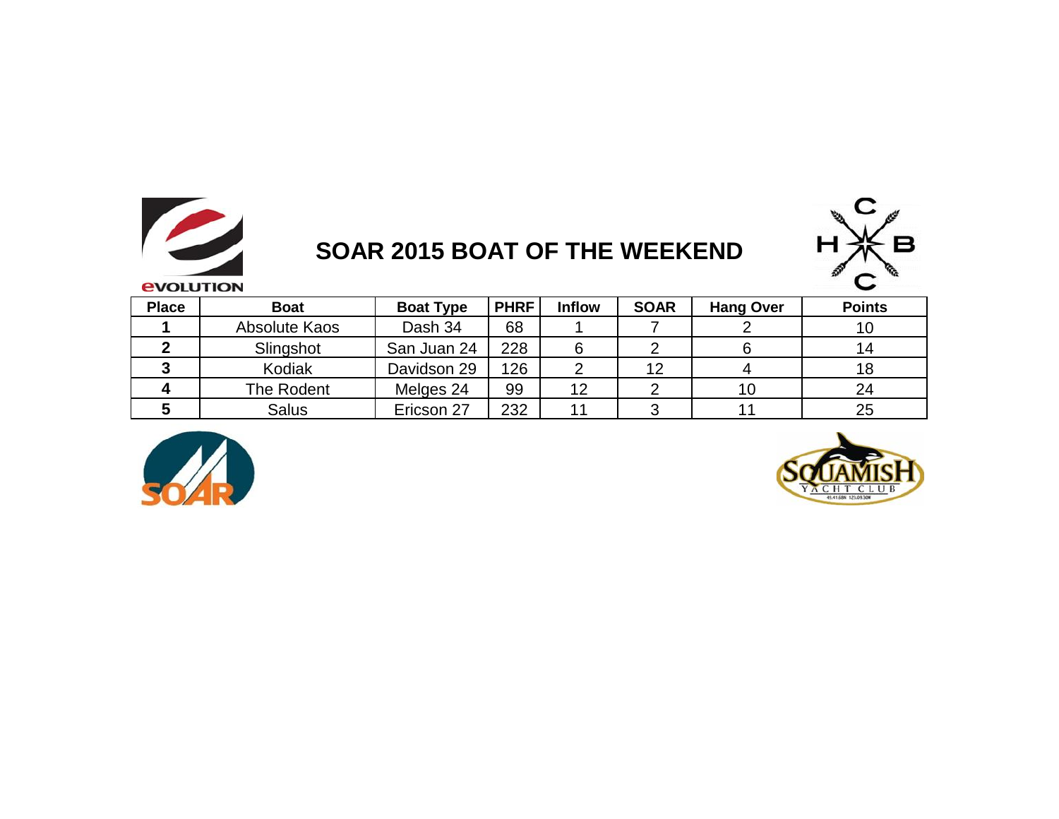# SOAR 2015 BOAT OF THE WEEKEND

| Place | Boat | Boat Type | PHRF | Inflow | SOAR | Hang Over | Points |
|---|---|---|---|---|---|---|---|
| 1 | Absolute Kaos | Dash 34 | 68 | 1 | 7 | 2 | 10 |
| 2 | Slingshot | San Juan 24 | 228 | 6 | 2 | 6 | 14 |
| 3 | Kodiak | Davidson 29 | 126 | 2 | 12 | 4 | 18 |
| 4 | The Rodent | Melges 24 | 99 | 12 | 2 | 10 | 24 |
| 5 | Salus | Ericson 27 | 232 | 11 | 3 | 11 | 25 |